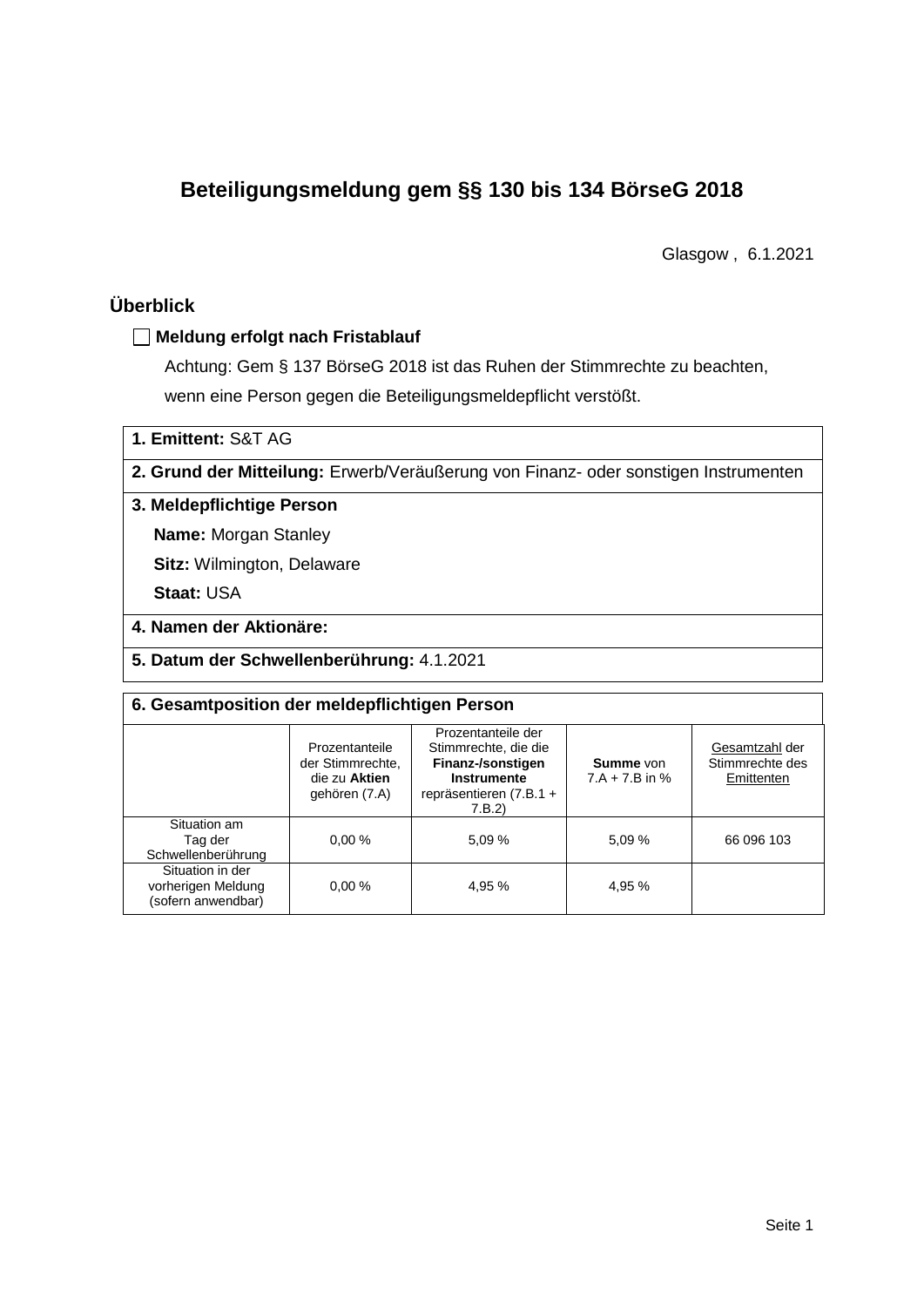# Beteiligungsmeldung gem §§ 130 bis 134 BörseG 2018

Glasgow , 6.1.2021

## Überblick

☐ **Meldung erfolgt nach Fristablauf**

Achtung: Gem § 137 BörseG 2018 ist das Ruhen der Stimmrechte zu beachten, wenn eine Person gegen die Beteiligungsmeldepflicht verstößt.

**1. Emittent:** S&T AG

**2. Grund der Mitteilung:** Erwerb/Veräußerung von Finanz- oder sonstigen Instrumenten

**3. Meldepflichtige Person**

**Name:** Morgan Stanley

**Sitz:** Wilmington, Delaware

**Staat:** USA

**4. Namen der Aktionäre:**

**5. Datum der Schwellenberührung:** 4.1.2021

**6. Gesamtposition der meldepflichtigen Person**

| | Prozentanteile der Stimmrechte, die zu **Aktien** gehören (7.A) | Prozentanteile der Stimmrechte, die die **Finanz-/sonstigen Instrumente** repräsentieren (7.B.1 + 7.B.2) | **Summe** von 7.A + 7.B in % | Gesamtzahl der Stimmrechte des Emittenten |
|---|---|---|---|---|
| Situation am Tag der Schwellenberührung | 0,00 % | 5,09 % | 5,09 % | 66 096 103 |
| Situation in der vorherigen Meldung (sofern anwendbar) | 0,00 % | 4,95 % | 4,95 % | |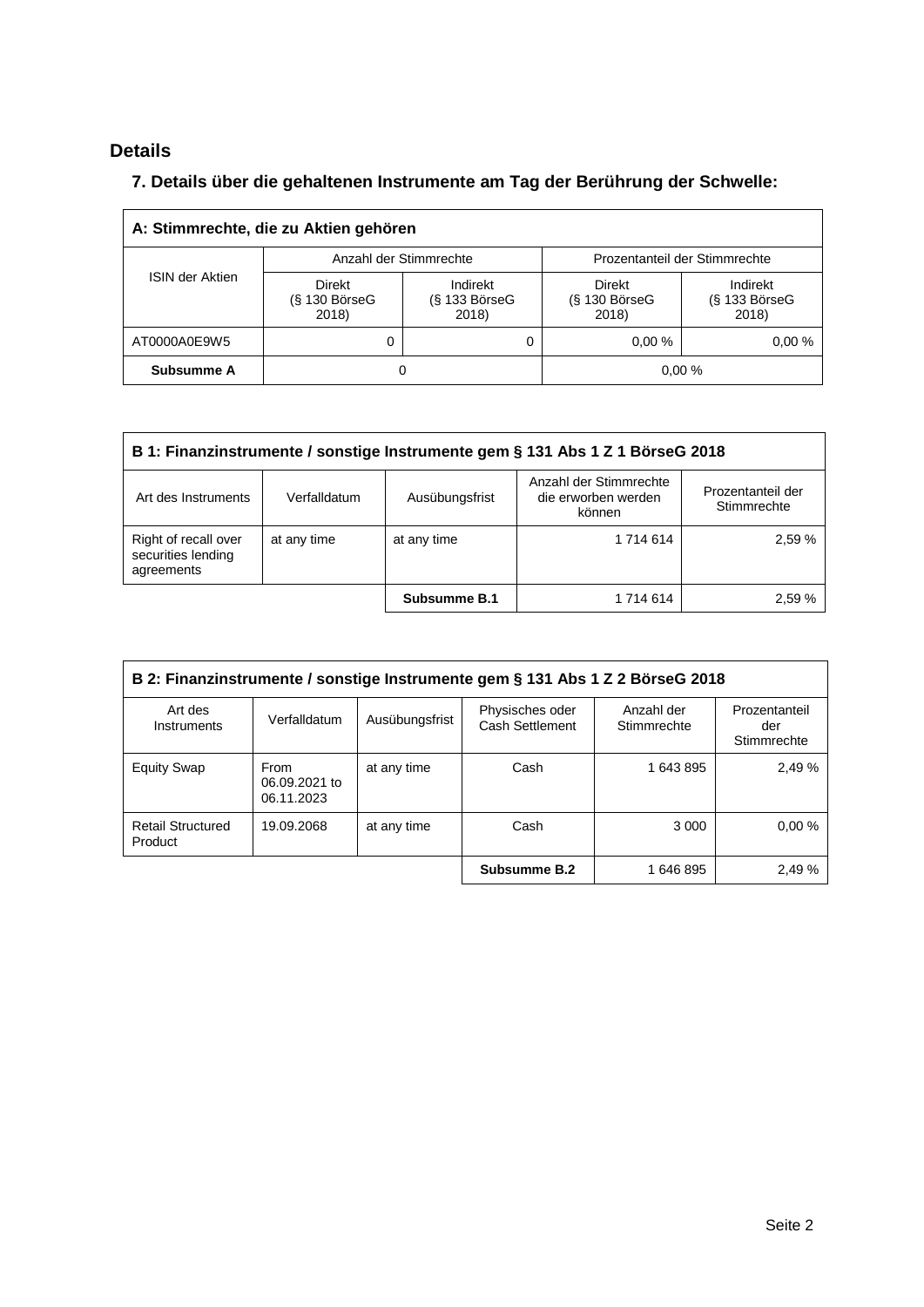## Details

### 7. Details über die gehaltenen Instrumente am Tag der Berührung der Schwelle:

| A: Stimmrechte, die zu Aktien gehören | | | | |
|---|---|---|---|---|
| ISIN der Aktien | Anzahl der Stimmrechte | | Prozentanteil der Stimmrechte | |
| | Direkt (§ 130 BörseG 2018) | Indirekt (§ 133 BörseG 2018) | Direkt (§ 130 BörseG 2018) | Indirekt (§ 133 BörseG 2018) |
| AT0000A0E9W5 | 0 | 0 | 0,00 % | 0,00 % |
| **Subsumme A** | 0 | | 0,00 % | |

| B 1: Finanzinstrumente / sonstige Instrumente gem § 131 Abs 1 Z 1 BörseG 2018 | | | | |
|---|---|---|---|---|
| Art des Instruments | Verfalldatum | Ausübungsfrist | Anzahl der Stimmrechte die erworben werden können | Prozentanteil der Stimmrechte |
| Right of recall over securities lending agreements | at any time | at any time | 1 714 614 | 2,59 % |
| | | **Subsumme B.1** | 1 714 614 | 2,59 % |

| B 2: Finanzinstrumente / sonstige Instrumente gem § 131 Abs 1 Z 2 BörseG 2018 | | | | | |
|---|---|---|---|---|---|
| Art des Instruments | Verfalldatum | Ausübungsfrist | Physisches oder Cash Settlement | Anzahl der Stimmrechte | Prozentanteil der Stimmrechte |
| Equity Swap | From 06.09.2021 to 06.11.2023 | at any time | Cash | 1 643 895 | 2,49 % |
| Retail Structured Product | 19.09.2068 | at any time | Cash | 3 000 | 0,00 % |
| | | | **Subsumme B.2** | 1 646 895 | 2,49 % |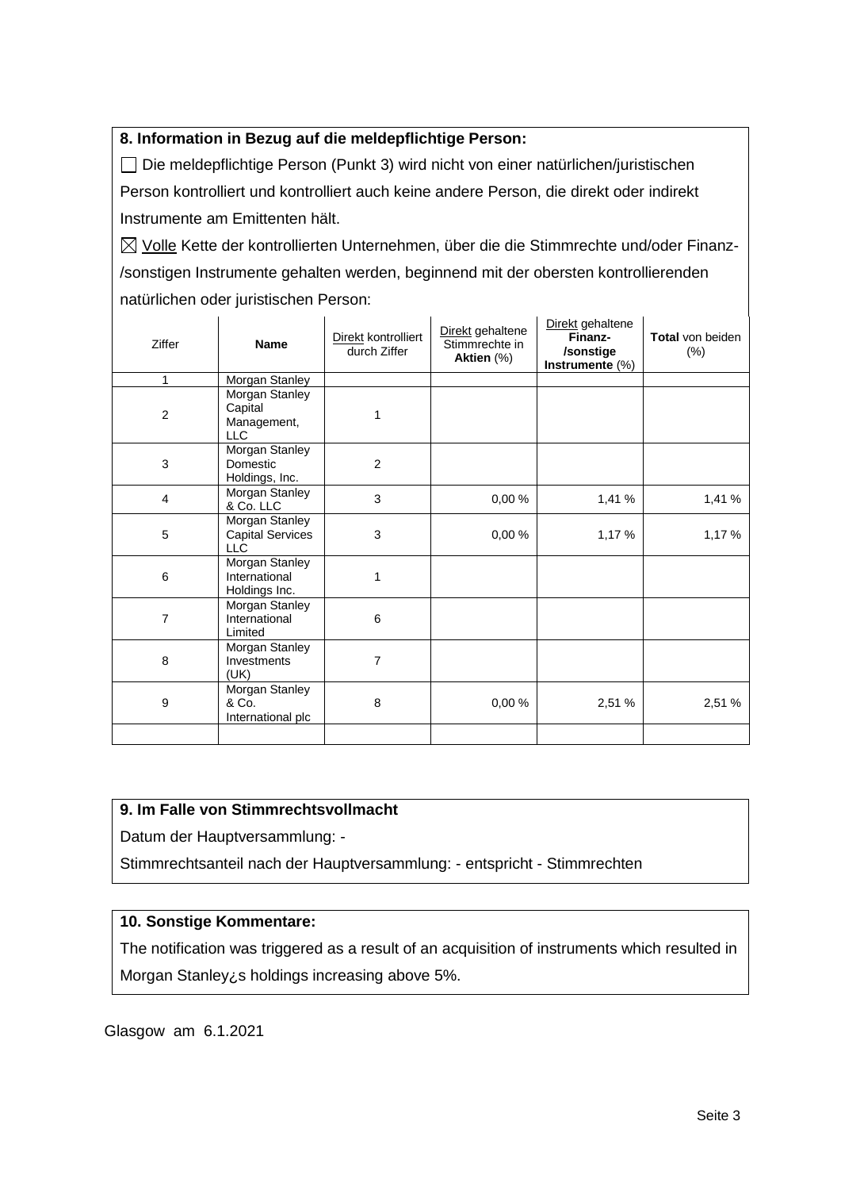**8. Information in Bezug auf die meldepflichtige Person:**

☐ Die meldepflichtige Person (Punkt 3) wird nicht von einer natürlichen/juristischen Person kontrolliert und kontrolliert auch keine andere Person, die direkt oder indirekt Instrumente am Emittenten hält.

☒ Volle Kette der kontrollierten Unternehmen, über die die Stimmrechte und/oder Finanz-/sonstigen Instrumente gehalten werden, beginnend mit der obersten kontrollierenden natürlichen oder juristischen Person:

| Ziffer | **Name** | Direkt kontrolliert durch Ziffer | Direkt gehaltene Stimmrechte in **Aktien** (%) | Direkt gehaltene **Finanz-/sonstige Instrumente** (%) | **Total** von beiden (%) |
|---|---|---|---|---|---|
| 1 | Morgan Stanley | | | | |
| 2 | Morgan Stanley Capital Management, LLC | 1 | | | |
| 3 | Morgan Stanley Domestic Holdings, Inc. | 2 | | | |
| 4 | Morgan Stanley & Co. LLC | 3 | 0,00 % | 1,41 % | 1,41 % |
| 5 | Morgan Stanley Capital Services LLC | 3 | 0,00 % | 1,17 % | 1,17 % |
| 6 | Morgan Stanley International Holdings Inc. | 1 | | | |
| 7 | Morgan Stanley International Limited | 6 | | | |
| 8 | Morgan Stanley Investments (UK) | 7 | | | |
| 9 | Morgan Stanley & Co. International plc | 8 | 0,00 % | 2,51 % | 2,51 % |
| | | | | | |

**9. Im Falle von Stimmrechtsvollmacht**

Datum der Hauptversammlung: -

Stimmrechtsanteil nach der Hauptversammlung: - entspricht - Stimmrechten

**10. Sonstige Kommentare:**

The notification was triggered as a result of an acquisition of instruments which resulted in Morgan Stanley¿s holdings increasing above 5%.

Glasgow am 6.1.2021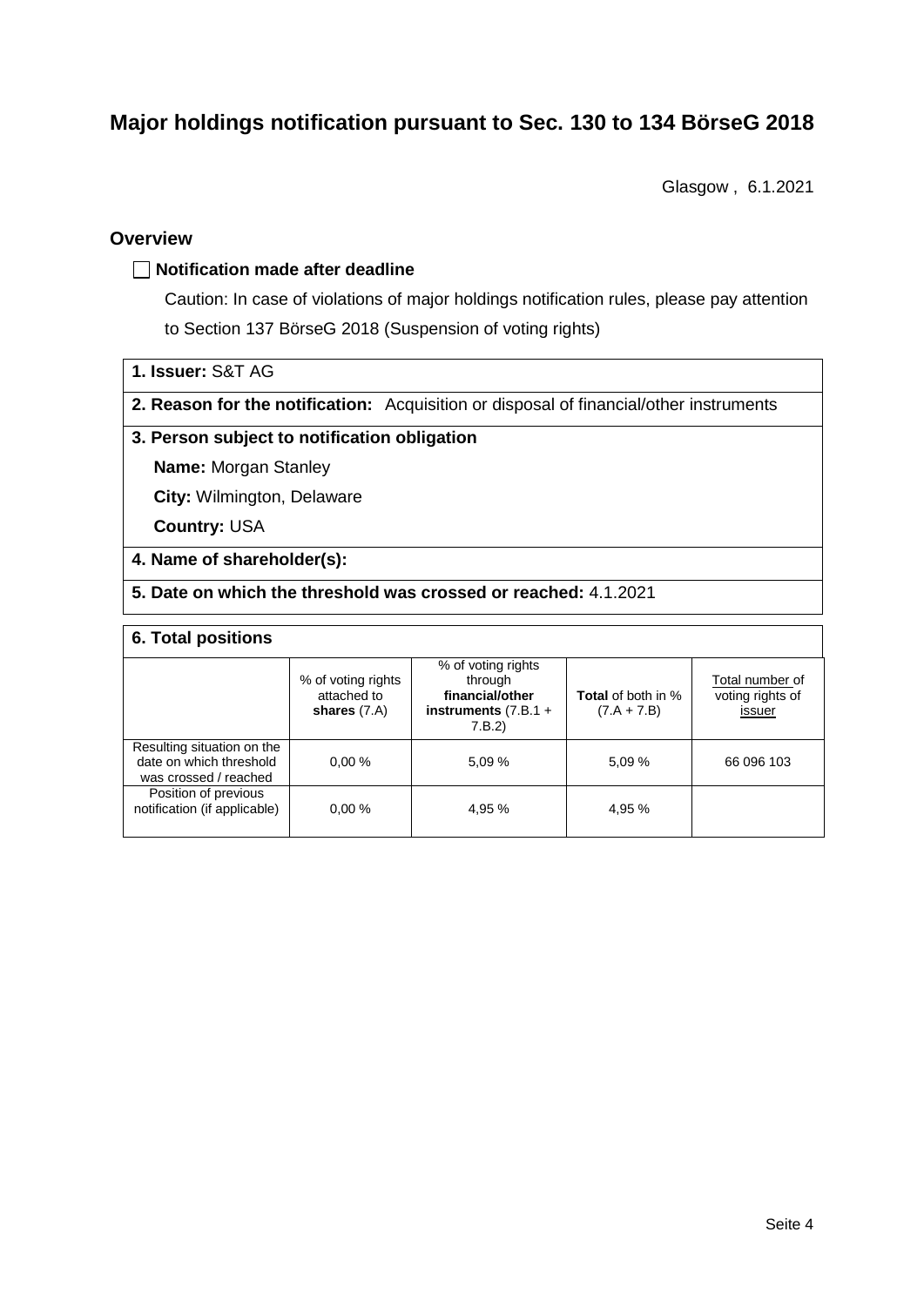# Major holdings notification pursuant to Sec. 130 to 134 BörseG 2018

Glasgow , 6.1.2021

## Overview

☐ **Notification made after deadline**

Caution: In case of violations of major holdings notification rules, please pay attention to Section 137 BörseG 2018 (Suspension of voting rights)

**1. Issuer:** S&T AG

**2. Reason for the notification:** Acquisition or disposal of financial/other instruments

**3. Person subject to notification obligation**

**Name:** Morgan Stanley

**City:** Wilmington, Delaware

**Country:** USA

**4. Name of shareholder(s):**

**5. Date on which the threshold was crossed or reached:** 4.1.2021

**6. Total positions**

| | % of voting rights attached to **shares** (7.A) | % of voting rights through **financial/other instruments** (7.B.1 + 7.B.2) | **Total** of both in % (7.A + 7.B) | Total number of voting rights of issuer |
|---|---|---|---|---|
| Resulting situation on the date on which threshold was crossed / reached | 0,00 % | 5,09 % | 5,09 % | 66 096 103 |
| Position of previous notification (if applicable) | 0,00 % | 4,95 % | 4,95 % | |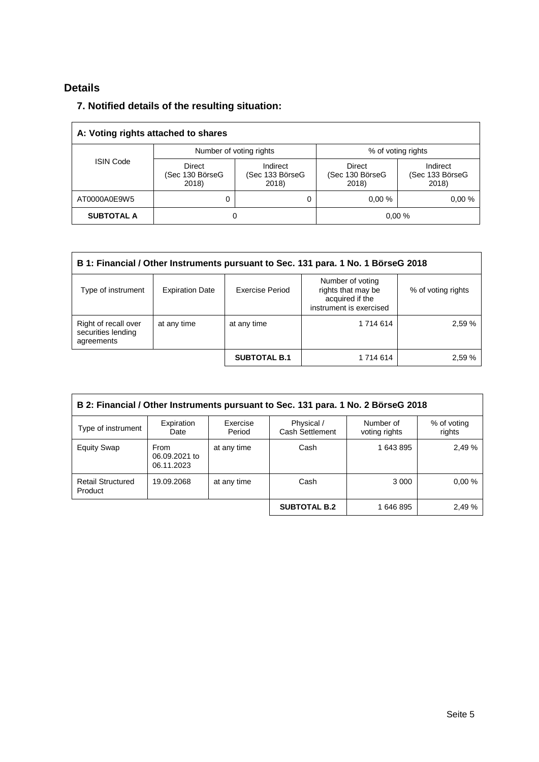## Details

### 7. Notified details of the resulting situation:

| A: Voting rights attached to shares | | | | |
|---|---|---|---|---|
| ISIN Code | Number of voting rights | | % of voting rights | |
| | Direct (Sec 130 BörseG 2018) | Indirect (Sec 133 BörseG 2018) | Direct (Sec 130 BörseG 2018) | Indirect (Sec 133 BörseG 2018) |
| AT0000A0E9W5 | 0 | 0 | 0,00 % | 0,00 % |
| **SUBTOTAL A** | 0 | | 0,00 % | |

| B 1: Financial / Other Instruments pursuant to Sec. 131 para. 1 No. 1 BörseG 2018 | | | | |
|---|---|---|---|---|
| Type of instrument | Expiration Date | Exercise Period | Number of voting rights that may be acquired if the instrument is exercised | % of voting rights |
| Right of recall over securities lending agreements | at any time | at any time | 1 714 614 | 2,59 % |
| | | **SUBTOTAL B.1** | 1 714 614 | 2,59 % |

| B 2: Financial / Other Instruments pursuant to Sec. 131 para. 1 No. 2 BörseG 2018 | | | | | |
|---|---|---|---|---|---|
| Type of instrument | Expiration Date | Exercise Period | Physical / Cash Settlement | Number of voting rights | % of voting rights |
| Equity Swap | From 06.09.2021 to 06.11.2023 | at any time | Cash | 1 643 895 | 2,49 % |
| Retail Structured Product | 19.09.2068 | at any time | Cash | 3 000 | 0,00 % |
| | | | **SUBTOTAL B.2** | 1 646 895 | 2,49 % |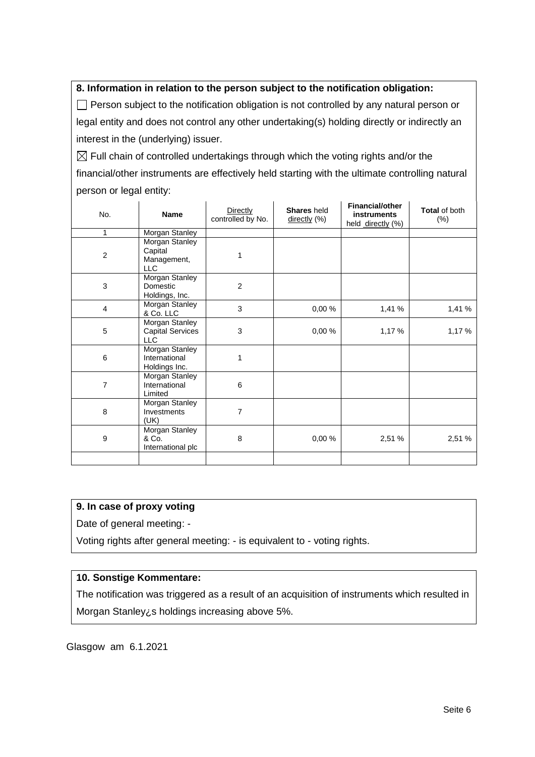**8. Information in relation to the person subject to the notification obligation:**

☐ Person subject to the notification obligation is not controlled by any natural person or legal entity and does not control any other undertaking(s) holding directly or indirectly an interest in the (underlying) issuer.

☒ Full chain of controlled undertakings through which the voting rights and/or the financial/other instruments are effectively held starting with the ultimate controlling natural person or legal entity:

| No. | Name | Directly controlled by No. | Shares held directly (%) | Financial/other instruments held directly (%) | Total of both (%) |
|---|---|---|---|---|---|
| 1 | Morgan Stanley | | | | |
| 2 | Morgan Stanley Capital Management, LLC | 1 | | | |
| 3 | Morgan Stanley Domestic Holdings, Inc. | 2 | | | |
| 4 | Morgan Stanley & Co. LLC | 3 | 0,00 % | 1,41 % | 1,41 % |
| 5 | Morgan Stanley Capital Services LLC | 3 | 0,00 % | 1,17 % | 1,17 % |
| 6 | Morgan Stanley International Holdings Inc. | 1 | | | |
| 7 | Morgan Stanley International Limited | 6 | | | |
| 8 | Morgan Stanley Investments (UK) | 7 | | | |
| 9 | Morgan Stanley & Co. International plc | 8 | 0,00 % | 2,51 % | 2,51 % |
| | | | | | |

**9. In case of proxy voting**

Date of general meeting: -

Voting rights after general meeting: - is equivalent to - voting rights.

**10. Sonstige Kommentare:**

The notification was triggered as a result of an acquisition of instruments which resulted in Morgan Stanley¿s holdings increasing above 5%.

Glasgow am 6.1.2021